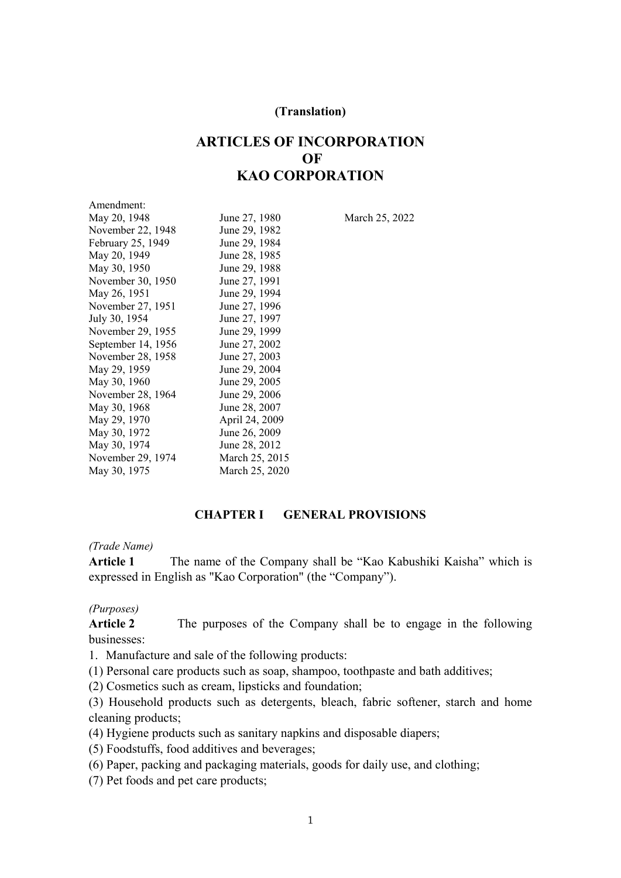**(Translation)**

# ARTICLES OF INCORPORATION OF KAO CORPORATION

Amendment:

| | | |
|---|---|---|
| May 20, 1948 | June 27, 1980 | March 25, 2022 |
| November 22, 1948 | June 29, 1982 | |
| February 25, 1949 | June 29, 1984 | |
| May 20, 1949 | June 28, 1985 | |
| May 30, 1950 | June 29, 1988 | |
| November 30, 1950 | June 27, 1991 | |
| May 26, 1951 | June 29, 1994 | |
| November 27, 1951 | June 27, 1996 | |
| July 30, 1954 | June 27, 1997 | |
| November 29, 1955 | June 29, 1999 | |
| September 14, 1956 | June 27, 2002 | |
| November 28, 1958 | June 27, 2003 | |
| May 29, 1959 | June 29, 2004 | |
| May 30, 1960 | June 29, 2005 | |
| November 28, 1964 | June 29, 2006 | |
| May 30, 1968 | June 28, 2007 | |
| May 29, 1970 | April 24, 2009 | |
| May 30, 1972 | June 26, 2009 | |
| May 30, 1974 | June 28, 2012 | |
| November 29, 1974 | March 25, 2015 | |
| May 30, 1975 | March 25, 2020 | |

## CHAPTER I GENERAL PROVISIONS

*(Trade Name)*

**Article 1** The name of the Company shall be “Kao Kabushiki Kaisha” which is expressed in English as "Kao Corporation" (the “Company”).

*(Purposes)*

**Article 2** The purposes of the Company shall be to engage in the following businesses:

1. Manufacture and sale of the following products:

(1) Personal care products such as soap, shampoo, toothpaste and bath additives;

(2) Cosmetics such as cream, lipsticks and foundation;

(3) Household products such as detergents, bleach, fabric softener, starch and home cleaning products;

(4) Hygiene products such as sanitary napkins and disposable diapers;

(5) Foodstuffs, food additives and beverages;

(6) Paper, packing and packaging materials, goods for daily use, and clothing;

(7) Pet foods and pet care products;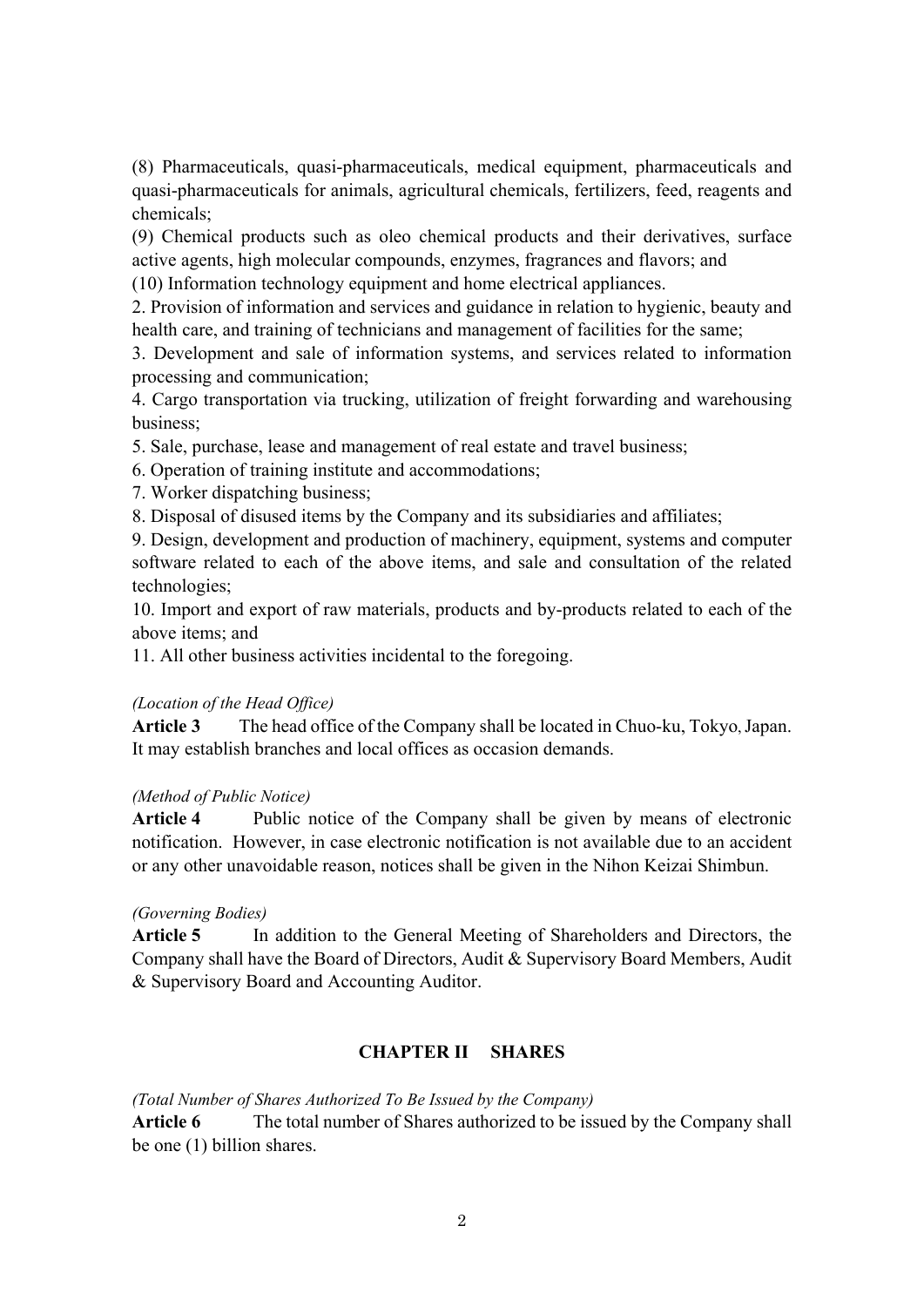(8) Pharmaceuticals, quasi-pharmaceuticals, medical equipment, pharmaceuticals and quasi-pharmaceuticals for animals, agricultural chemicals, fertilizers, feed, reagents and chemicals;

(9) Chemical products such as oleo chemical products and their derivatives, surface active agents, high molecular compounds, enzymes, fragrances and flavors; and

(10) Information technology equipment and home electrical appliances.

2. Provision of information and services and guidance in relation to hygienic, beauty and health care, and training of technicians and management of facilities for the same;

3. Development and sale of information systems, and services related to information processing and communication;

4. Cargo transportation via trucking, utilization of freight forwarding and warehousing business;

5. Sale, purchase, lease and management of real estate and travel business;

6. Operation of training institute and accommodations;

7. Worker dispatching business;

8. Disposal of disused items by the Company and its subsidiaries and affiliates;

9. Design, development and production of machinery, equipment, systems and computer software related to each of the above items, and sale and consultation of the related technologies;

10. Import and export of raw materials, products and by-products related to each of the above items; and

11. All other business activities incidental to the foregoing.

*(Location of the Head Office)*

**Article 3** The head office of the Company shall be located in Chuo-ku, Tokyo, Japan. It may establish branches and local offices as occasion demands.

*(Method of Public Notice)*

**Article 4** Public notice of the Company shall be given by means of electronic notification. However, in case electronic notification is not available due to an accident or any other unavoidable reason, notices shall be given in the Nihon Keizai Shimbun.

*(Governing Bodies)*

**Article 5** In addition to the General Meeting of Shareholders and Directors, the Company shall have the Board of Directors, Audit & Supervisory Board Members, Audit & Supervisory Board and Accounting Auditor.

## CHAPTER II SHARES

*(Total Number of Shares Authorized To Be Issued by the Company)*

**Article 6** The total number of Shares authorized to be issued by the Company shall be one (1) billion shares.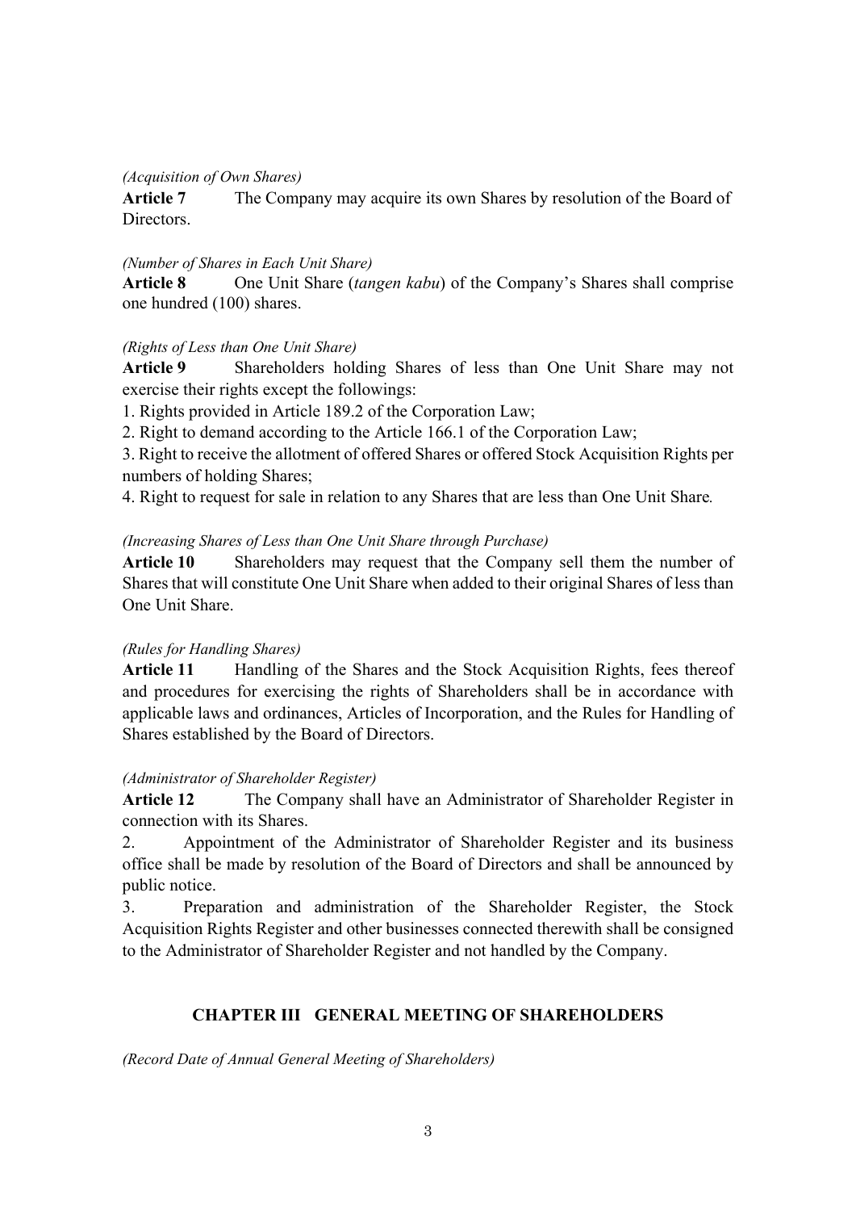*(Acquisition of Own Shares)*

**Article 7** The Company may acquire its own Shares by resolution of the Board of Directors.

*(Number of Shares in Each Unit Share)*

**Article 8** One Unit Share (*tangen kabu*) of the Company's Shares shall comprise one hundred (100) shares.

*(Rights of Less than One Unit Share)*

**Article 9** Shareholders holding Shares of less than One Unit Share may not exercise their rights except the followings:

1. Rights provided in Article 189.2 of the Corporation Law;
2. Right to demand according to the Article 166.1 of the Corporation Law;
3. Right to receive the allotment of offered Shares or offered Stock Acquisition Rights per numbers of holding Shares;
4. Right to request for sale in relation to any Shares that are less than One Unit Share.

*(Increasing Shares of Less than One Unit Share through Purchase)*

**Article 10** Shareholders may request that the Company sell them the number of Shares that will constitute One Unit Share when added to their original Shares of less than One Unit Share.

*(Rules for Handling Shares)*

**Article 11** Handling of the Shares and the Stock Acquisition Rights, fees thereof and procedures for exercising the rights of Shareholders shall be in accordance with applicable laws and ordinances, Articles of Incorporation, and the Rules for Handling of Shares established by the Board of Directors.

*(Administrator of Shareholder Register)*

**Article 12** The Company shall have an Administrator of Shareholder Register in connection with its Shares.

2. Appointment of the Administrator of Shareholder Register and its business office shall be made by resolution of the Board of Directors and shall be announced by public notice.

3. Preparation and administration of the Shareholder Register, the Stock Acquisition Rights Register and other businesses connected therewith shall be consigned to the Administrator of Shareholder Register and not handled by the Company.

## CHAPTER III GENERAL MEETING OF SHAREHOLDERS

*(Record Date of Annual General Meeting of Shareholders)*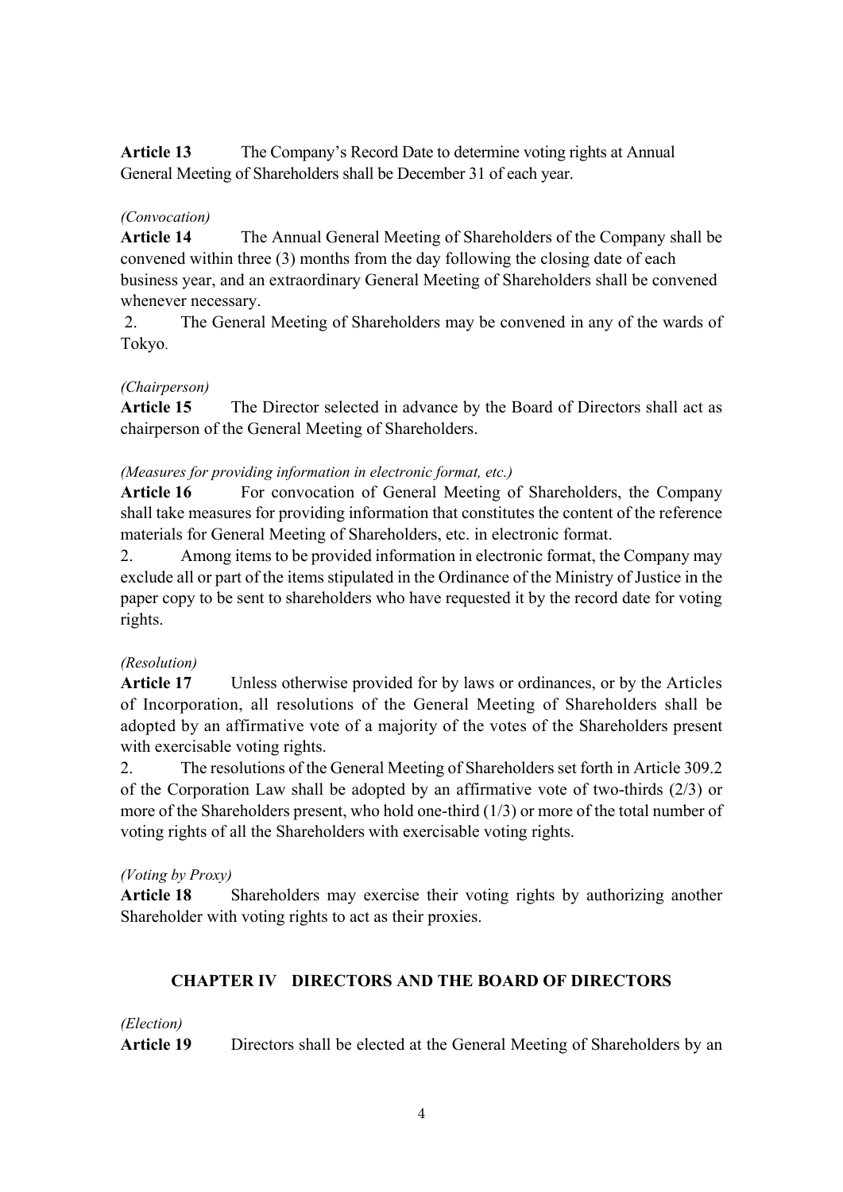**Article 13** The Company's Record Date to determine voting rights at Annual General Meeting of Shareholders shall be December 31 of each year.

*(Convocation)*

**Article 14** The Annual General Meeting of Shareholders of the Company shall be convened within three (3) months from the day following the closing date of each business year, and an extraordinary General Meeting of Shareholders shall be convened whenever necessary.

2. The General Meeting of Shareholders may be convened in any of the wards of Tokyo.

*(Chairperson)*

**Article 15** The Director selected in advance by the Board of Directors shall act as chairperson of the General Meeting of Shareholders.

*(Measures for providing information in electronic format, etc.)*

**Article 16** For convocation of General Meeting of Shareholders, the Company shall take measures for providing information that constitutes the content of the reference materials for General Meeting of Shareholders, etc. in electronic format.

2. Among items to be provided information in electronic format, the Company may exclude all or part of the items stipulated in the Ordinance of the Ministry of Justice in the paper copy to be sent to shareholders who have requested it by the record date for voting rights.

*(Resolution)*

**Article 17** Unless otherwise provided for by laws or ordinances, or by the Articles of Incorporation, all resolutions of the General Meeting of Shareholders shall be adopted by an affirmative vote of a majority of the votes of the Shareholders present with exercisable voting rights.

2. The resolutions of the General Meeting of Shareholders set forth in Article 309.2 of the Corporation Law shall be adopted by an affirmative vote of two-thirds (2/3) or more of the Shareholders present, who hold one-third (1/3) or more of the total number of voting rights of all the Shareholders with exercisable voting rights.

*(Voting by Proxy)*

**Article 18** Shareholders may exercise their voting rights by authorizing another Shareholder with voting rights to act as their proxies.

## CHAPTER IV DIRECTORS AND THE BOARD OF DIRECTORS

*(Election)*

**Article 19** Directors shall be elected at the General Meeting of Shareholders by an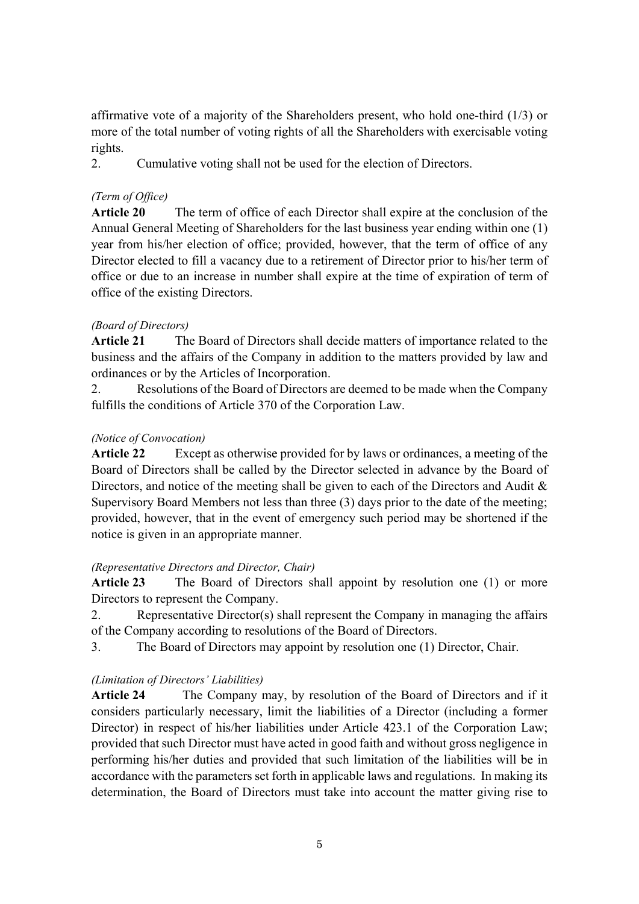affirmative vote of a majority of the Shareholders present, who hold one-third (1/3) or more of the total number of voting rights of all the Shareholders with exercisable voting rights.

2. Cumulative voting shall not be used for the election of Directors.

*(Term of Office)*

**Article 20** The term of office of each Director shall expire at the conclusion of the Annual General Meeting of Shareholders for the last business year ending within one (1) year from his/her election of office; provided, however, that the term of office of any Director elected to fill a vacancy due to a retirement of Director prior to his/her term of office or due to an increase in number shall expire at the time of expiration of term of office of the existing Directors.

*(Board of Directors)*

**Article 21** The Board of Directors shall decide matters of importance related to the business and the affairs of the Company in addition to the matters provided by law and ordinances or by the Articles of Incorporation.

2. Resolutions of the Board of Directors are deemed to be made when the Company fulfills the conditions of Article 370 of the Corporation Law.

*(Notice of Convocation)*

**Article 22** Except as otherwise provided for by laws or ordinances, a meeting of the Board of Directors shall be called by the Director selected in advance by the Board of Directors, and notice of the meeting shall be given to each of the Directors and Audit & Supervisory Board Members not less than three (3) days prior to the date of the meeting; provided, however, that in the event of emergency such period may be shortened if the notice is given in an appropriate manner.

*(Representative Directors and Director, Chair)*

**Article 23** The Board of Directors shall appoint by resolution one (1) or more Directors to represent the Company.

2. Representative Director(s) shall represent the Company in managing the affairs of the Company according to resolutions of the Board of Directors.

3. The Board of Directors may appoint by resolution one (1) Director, Chair.

*(Limitation of Directors' Liabilities)*

**Article 24** The Company may, by resolution of the Board of Directors and if it considers particularly necessary, limit the liabilities of a Director (including a former Director) in respect of his/her liabilities under Article 423.1 of the Corporation Law; provided that such Director must have acted in good faith and without gross negligence in performing his/her duties and provided that such limitation of the liabilities will be in accordance with the parameters set forth in applicable laws and regulations. In making its determination, the Board of Directors must take into account the matter giving rise to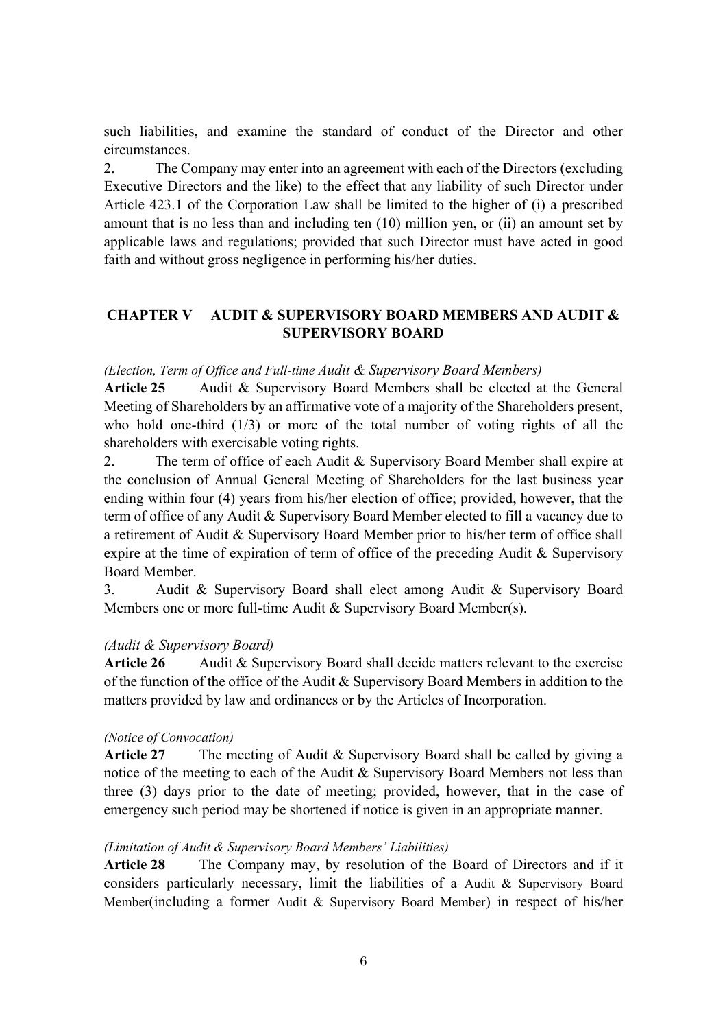such liabilities, and examine the standard of conduct of the Director and other circumstances.

2. The Company may enter into an agreement with each of the Directors (excluding Executive Directors and the like) to the effect that any liability of such Director under Article 423.1 of the Corporation Law shall be limited to the higher of (i) a prescribed amount that is no less than and including ten (10) million yen, or (ii) an amount set by applicable laws and regulations; provided that such Director must have acted in good faith and without gross negligence in performing his/her duties.

## CHAPTER V AUDIT & SUPERVISORY BOARD MEMBERS AND AUDIT & SUPERVISORY BOARD

*(Election, Term of Office and Full-time Audit & Supervisory Board Members)*

**Article 25** Audit & Supervisory Board Members shall be elected at the General Meeting of Shareholders by an affirmative vote of a majority of the Shareholders present, who hold one-third (1/3) or more of the total number of voting rights of all the shareholders with exercisable voting rights.

2. The term of office of each Audit & Supervisory Board Member shall expire at the conclusion of Annual General Meeting of Shareholders for the last business year ending within four (4) years from his/her election of office; provided, however, that the term of office of any Audit & Supervisory Board Member elected to fill a vacancy due to a retirement of Audit & Supervisory Board Member prior to his/her term of office shall expire at the time of expiration of term of office of the preceding Audit & Supervisory Board Member.

3. Audit & Supervisory Board shall elect among Audit & Supervisory Board Members one or more full-time Audit & Supervisory Board Member(s).

*(Audit & Supervisory Board)*

**Article 26** Audit & Supervisory Board shall decide matters relevant to the exercise of the function of the office of the Audit & Supervisory Board Members in addition to the matters provided by law and ordinances or by the Articles of Incorporation.

*(Notice of Convocation)*

**Article 27** The meeting of Audit & Supervisory Board shall be called by giving a notice of the meeting to each of the Audit & Supervisory Board Members not less than three (3) days prior to the date of meeting; provided, however, that in the case of emergency such period may be shortened if notice is given in an appropriate manner.

*(Limitation of Audit & Supervisory Board Members' Liabilities)*

**Article 28** The Company may, by resolution of the Board of Directors and if it considers particularly necessary, limit the liabilities of a Audit & Supervisory Board Member(including a former Audit & Supervisory Board Member) in respect of his/her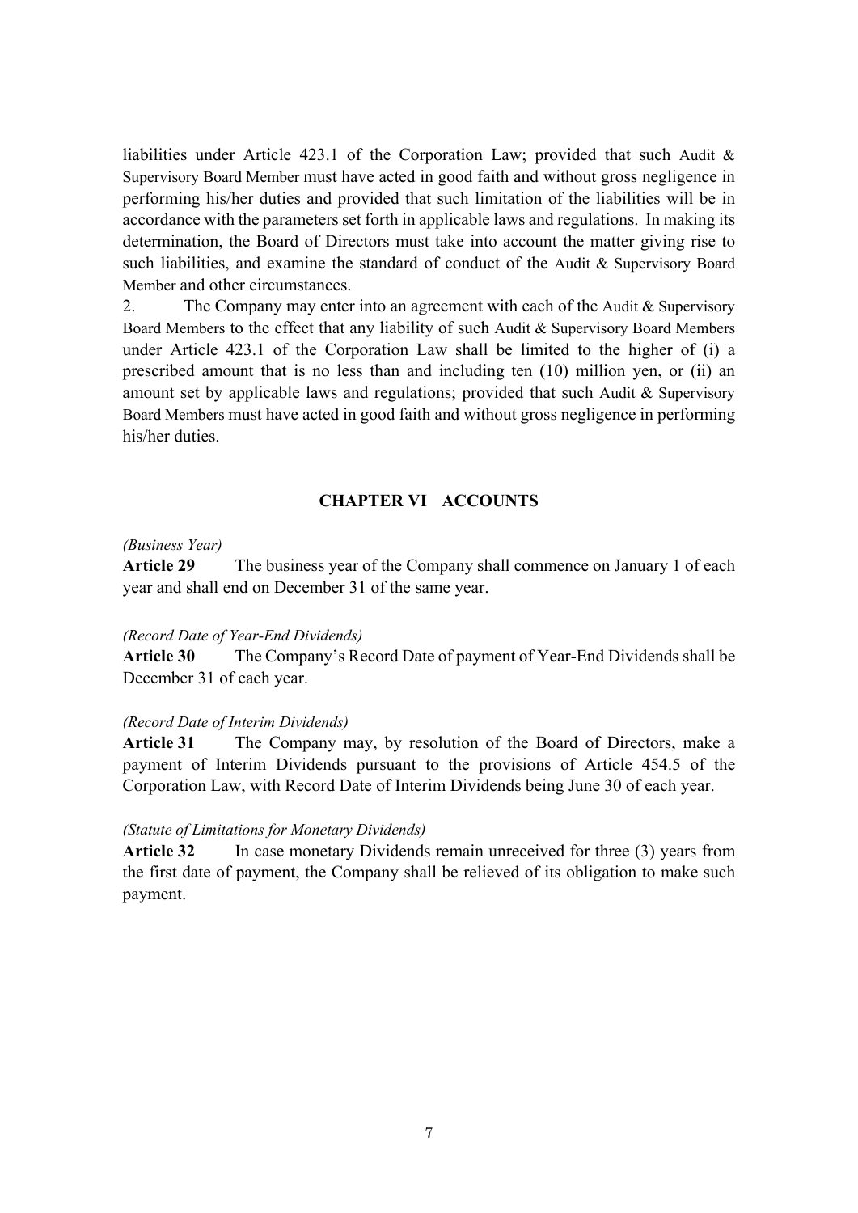liabilities under Article 423.1 of the Corporation Law; provided that such Audit & Supervisory Board Member must have acted in good faith and without gross negligence in performing his/her duties and provided that such limitation of the liabilities will be in accordance with the parameters set forth in applicable laws and regulations. In making its determination, the Board of Directors must take into account the matter giving rise to such liabilities, and examine the standard of conduct of the Audit & Supervisory Board Member and other circumstances.

2. The Company may enter into an agreement with each of the Audit & Supervisory Board Members to the effect that any liability of such Audit & Supervisory Board Members under Article 423.1 of the Corporation Law shall be limited to the higher of (i) a prescribed amount that is no less than and including ten (10) million yen, or (ii) an amount set by applicable laws and regulations; provided that such Audit & Supervisory Board Members must have acted in good faith and without gross negligence in performing his/her duties.

## CHAPTER VI ACCOUNTS

*(Business Year)*

**Article 29** The business year of the Company shall commence on January 1 of each year and shall end on December 31 of the same year.

*(Record Date of Year-End Dividends)*

**Article 30** The Company's Record Date of payment of Year-End Dividends shall be December 31 of each year.

*(Record Date of Interim Dividends)*

**Article 31** The Company may, by resolution of the Board of Directors, make a payment of Interim Dividends pursuant to the provisions of Article 454.5 of the Corporation Law, with Record Date of Interim Dividends being June 30 of each year.

*(Statute of Limitations for Monetary Dividends)*

**Article 32** In case monetary Dividends remain unreceived for three (3) years from the first date of payment, the Company shall be relieved of its obligation to make such payment.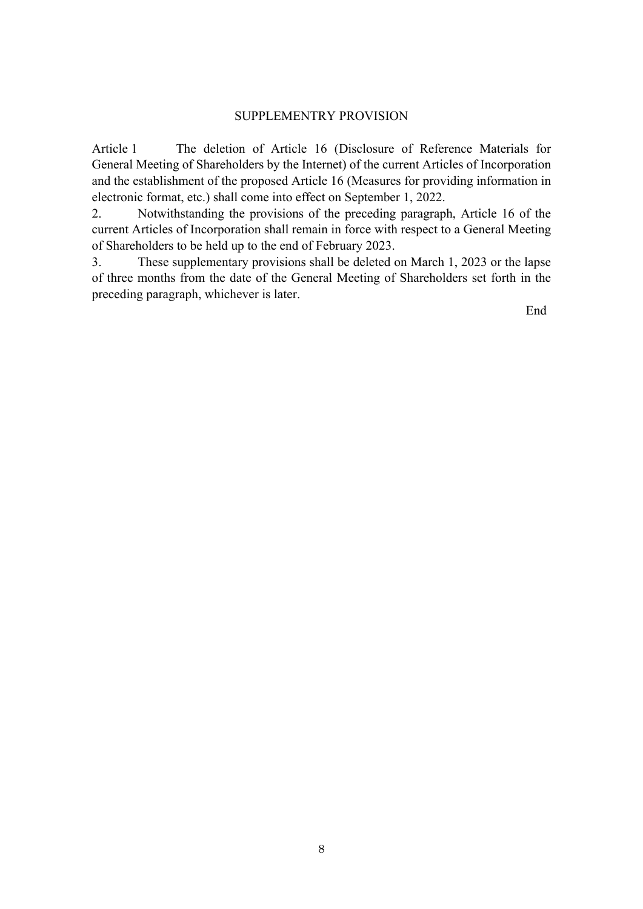## SUPPLEMENTRY PROVISION

Article 1 The deletion of Article 16 (Disclosure of Reference Materials for General Meeting of Shareholders by the Internet) of the current Articles of Incorporation and the establishment of the proposed Article 16 (Measures for providing information in electronic format, etc.) shall come into effect on September 1, 2022.

2. Notwithstanding the provisions of the preceding paragraph, Article 16 of the current Articles of Incorporation shall remain in force with respect to a General Meeting of Shareholders to be held up to the end of February 2023.

3. These supplementary provisions shall be deleted on March 1, 2023 or the lapse of three months from the date of the General Meeting of Shareholders set forth in the preceding paragraph, whichever is later.

End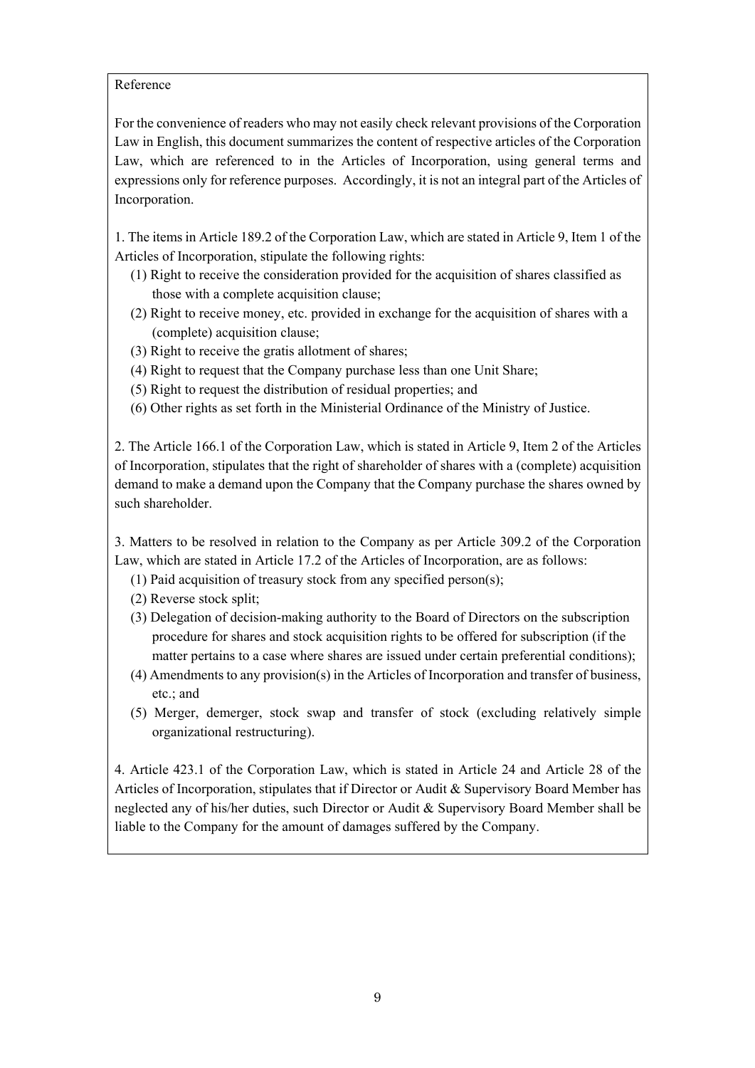Reference

For the convenience of readers who may not easily check relevant provisions of the Corporation Law in English, this document summarizes the content of respective articles of the Corporation Law, which are referenced to in the Articles of Incorporation, using general terms and expressions only for reference purposes. Accordingly, it is not an integral part of the Articles of Incorporation.

1. The items in Article 189.2 of the Corporation Law, which are stated in Article 9, Item 1 of the Articles of Incorporation, stipulate the following rights:

(1) Right to receive the consideration provided for the acquisition of shares classified as those with a complete acquisition clause;
(2) Right to receive money, etc. provided in exchange for the acquisition of shares with a (complete) acquisition clause;
(3) Right to receive the gratis allotment of shares;
(4) Right to request that the Company purchase less than one Unit Share;
(5) Right to request the distribution of residual properties; and
(6) Other rights as set forth in the Ministerial Ordinance of the Ministry of Justice.

2. The Article 166.1 of the Corporation Law, which is stated in Article 9, Item 2 of the Articles of Incorporation, stipulates that the right of shareholder of shares with a (complete) acquisition demand to make a demand upon the Company that the Company purchase the shares owned by such shareholder.

3. Matters to be resolved in relation to the Company as per Article 309.2 of the Corporation Law, which are stated in Article 17.2 of the Articles of Incorporation, are as follows:

(1) Paid acquisition of treasury stock from any specified person(s);
(2) Reverse stock split;
(3) Delegation of decision-making authority to the Board of Directors on the subscription procedure for shares and stock acquisition rights to be offered for subscription (if the matter pertains to a case where shares are issued under certain preferential conditions);
(4) Amendments to any provision(s) in the Articles of Incorporation and transfer of business, etc.; and
(5) Merger, demerger, stock swap and transfer of stock (excluding relatively simple organizational restructuring).

4. Article 423.1 of the Corporation Law, which is stated in Article 24 and Article 28 of the Articles of Incorporation, stipulates that if Director or Audit & Supervisory Board Member has neglected any of his/her duties, such Director or Audit & Supervisory Board Member shall be liable to the Company for the amount of damages suffered by the Company.